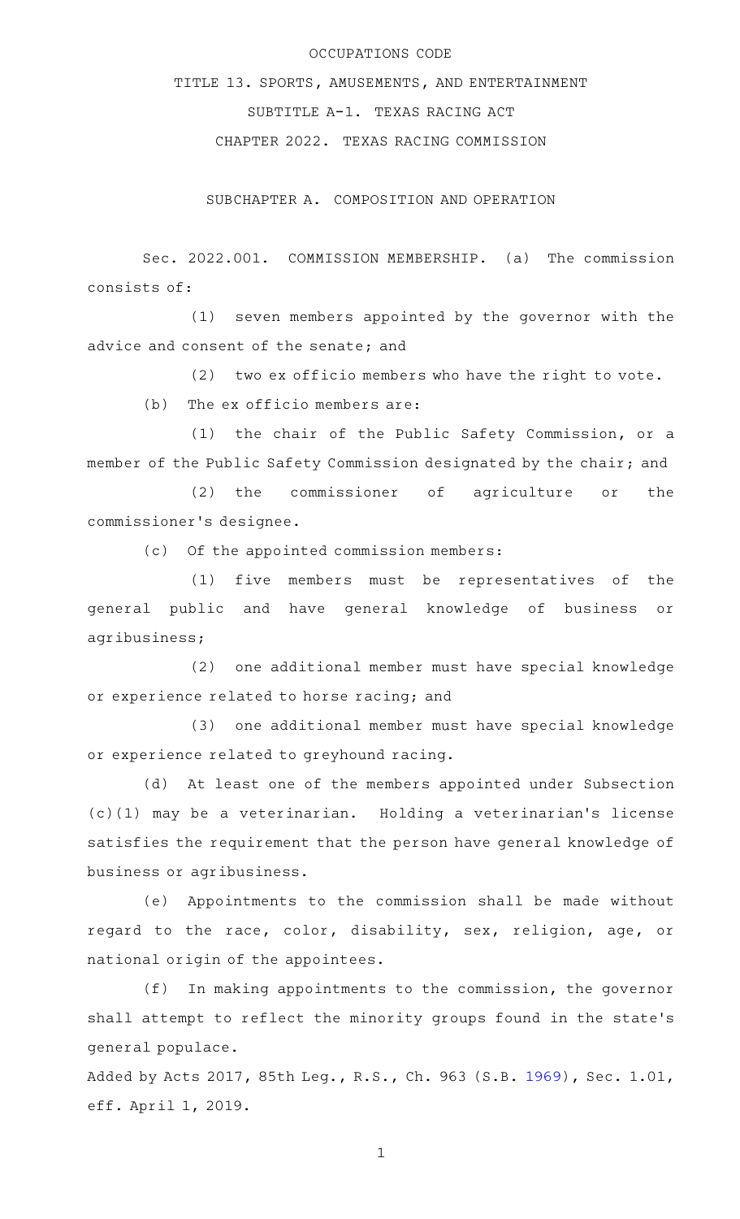# OCCUPATIONS CODE

## TITLE 13. SPORTS, AMUSEMENTS, AND ENTERTAINMENT

## SUBTITLE A-1. TEXAS RACING ACT

## CHAPTER 2022. TEXAS RACING COMMISSION

### SUBCHAPTER A. COMPOSITION AND OPERATION

Sec. 2022.001. COMMISSION MEMBERSHIP. (a) The commission consists of:

(1) seven members appointed by the governor with the advice and consent of the senate; and

(2) two ex officio members who have the right to vote.

(b) The ex officio members are:

(1) the chair of the Public Safety Commission, or a member of the Public Safety Commission designated by the chair; and

(2) the commissioner of agriculture or the commissioner's designee.

(c) Of the appointed commission members:

(1) five members must be representatives of the general public and have general knowledge of business or agribusiness;

(2) one additional member must have special knowledge or experience related to horse racing; and

(3) one additional member must have special knowledge or experience related to greyhound racing.

(d) At least one of the members appointed under Subsection (c)(1) may be a veterinarian. Holding a veterinarian's license satisfies the requirement that the person have general knowledge of business or agribusiness.

(e) Appointments to the commission shall be made without regard to the race, color, disability, sex, religion, age, or national origin of the appointees.

(f) In making appointments to the commission, the governor shall attempt to reflect the minority groups found in the state's general populace.

Added by Acts 2017, 85th Leg., R.S., Ch. 963 (S.B. 1969), Sec. 1.01, eff. April 1, 2019.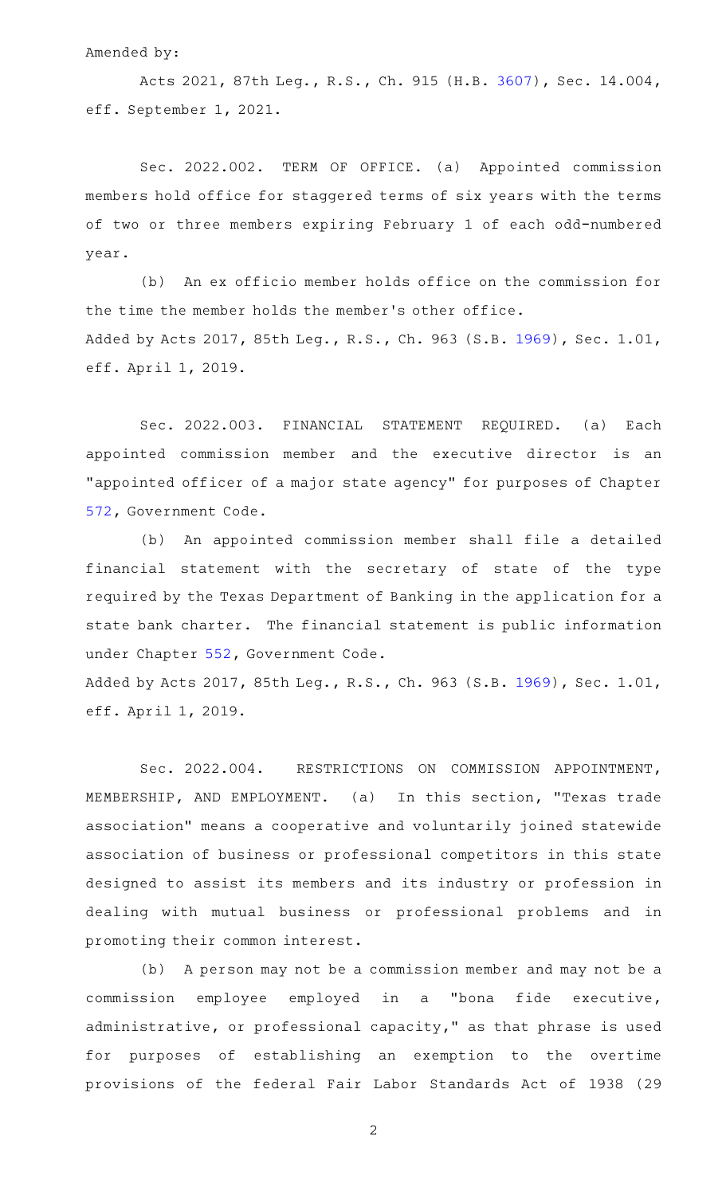Amended by:

Acts 2021, 87th Leg., R.S., Ch. 915 (H.B. 3607), Sec. 14.004, eff. September 1, 2021.

Sec. 2022.002. TERM OF OFFICE. (a) Appointed commission members hold office for staggered terms of six years with the terms of two or three members expiring February 1 of each odd-numbered year.

(b) An ex officio member holds office on the commission for the time the member holds the member's other office.

Added by Acts 2017, 85th Leg., R.S., Ch. 963 (S.B. 1969), Sec. 1.01, eff. April 1, 2019.

Sec. 2022.003. FINANCIAL STATEMENT REQUIRED. (a) Each appointed commission member and the executive director is an "appointed officer of a major state agency" for purposes of Chapter 572, Government Code.

(b) An appointed commission member shall file a detailed financial statement with the secretary of state of the type required by the Texas Department of Banking in the application for a state bank charter. The financial statement is public information under Chapter 552, Government Code.

Added by Acts 2017, 85th Leg., R.S., Ch. 963 (S.B. 1969), Sec. 1.01, eff. April 1, 2019.

Sec. 2022.004. RESTRICTIONS ON COMMISSION APPOINTMENT, MEMBERSHIP, AND EMPLOYMENT. (a) In this section, "Texas trade association" means a cooperative and voluntarily joined statewide association of business or professional competitors in this state designed to assist its members and its industry or profession in dealing with mutual business or professional problems and in promoting their common interest.

(b) A person may not be a commission member and may not be a commission employee employed in a "bona fide executive, administrative, or professional capacity," as that phrase is used for purposes of establishing an exemption to the overtime provisions of the federal Fair Labor Standards Act of 1938 (29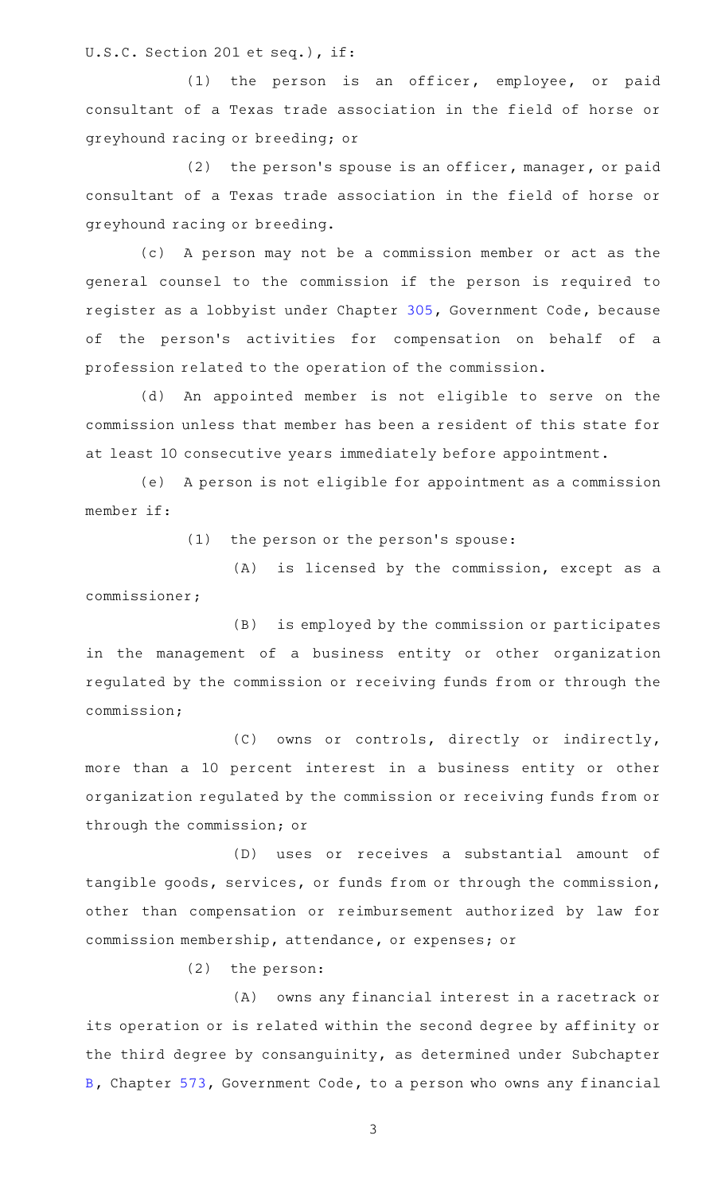U.S.C. Section 201 et seq.), if:

(1) the person is an officer, employee, or paid consultant of a Texas trade association in the field of horse or greyhound racing or breeding; or

(2) the person's spouse is an officer, manager, or paid consultant of a Texas trade association in the field of horse or greyhound racing or breeding.

(c) A person may not be a commission member or act as the general counsel to the commission if the person is required to register as a lobbyist under Chapter 305, Government Code, because of the person's activities for compensation on behalf of a profession related to the operation of the commission.

(d) An appointed member is not eligible to serve on the commission unless that member has been a resident of this state for at least 10 consecutive years immediately before appointment.

(e) A person is not eligible for appointment as a commission member if:

(1) the person or the person's spouse:

(A) is licensed by the commission, except as a commissioner;

(B) is employed by the commission or participates in the management of a business entity or other organization regulated by the commission or receiving funds from or through the commission;

(C) owns or controls, directly or indirectly, more than a 10 percent interest in a business entity or other organization regulated by the commission or receiving funds from or through the commission; or

(D) uses or receives a substantial amount of tangible goods, services, or funds from or through the commission, other than compensation or reimbursement authorized by law for commission membership, attendance, or expenses; or

(2) the person:

(A) owns any financial interest in a racetrack or its operation or is related within the second degree by affinity or the third degree by consanguinity, as determined under Subchapter B, Chapter 573, Government Code, to a person who owns any financial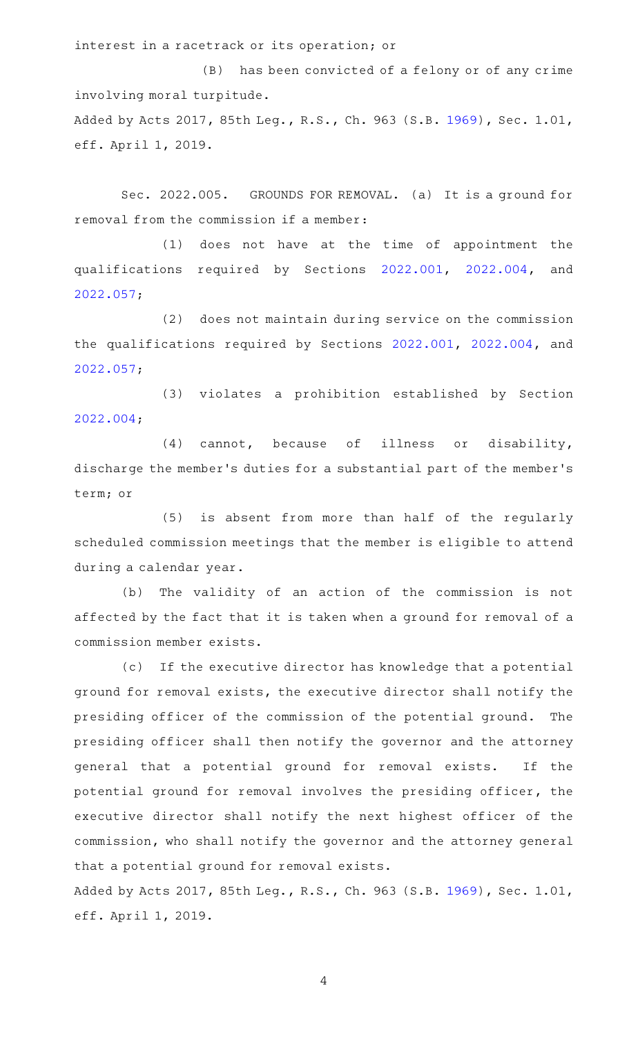interest in a racetrack or its operation; or

(B) has been convicted of a felony or of any crime involving moral turpitude.

Added by Acts 2017, 85th Leg., R.S., Ch. 963 (S.B. 1969), Sec. 1.01, eff. April 1, 2019.

Sec. 2022.005. GROUNDS FOR REMOVAL. (a) It is a ground for removal from the commission if a member:

(1) does not have at the time of appointment the qualifications required by Sections 2022.001, 2022.004, and 2022.057;

(2) does not maintain during service on the commission the qualifications required by Sections 2022.001, 2022.004, and 2022.057;

(3) violates a prohibition established by Section 2022.004;

(4) cannot, because of illness or disability, discharge the member's duties for a substantial part of the member's term; or

(5) is absent from more than half of the regularly scheduled commission meetings that the member is eligible to attend during a calendar year.

(b) The validity of an action of the commission is not affected by the fact that it is taken when a ground for removal of a commission member exists.

(c) If the executive director has knowledge that a potential ground for removal exists, the executive director shall notify the presiding officer of the commission of the potential ground. The presiding officer shall then notify the governor and the attorney general that a potential ground for removal exists. If the potential ground for removal involves the presiding officer, the executive director shall notify the next highest officer of the commission, who shall notify the governor and the attorney general that a potential ground for removal exists.

Added by Acts 2017, 85th Leg., R.S., Ch. 963 (S.B. 1969), Sec. 1.01, eff. April 1, 2019.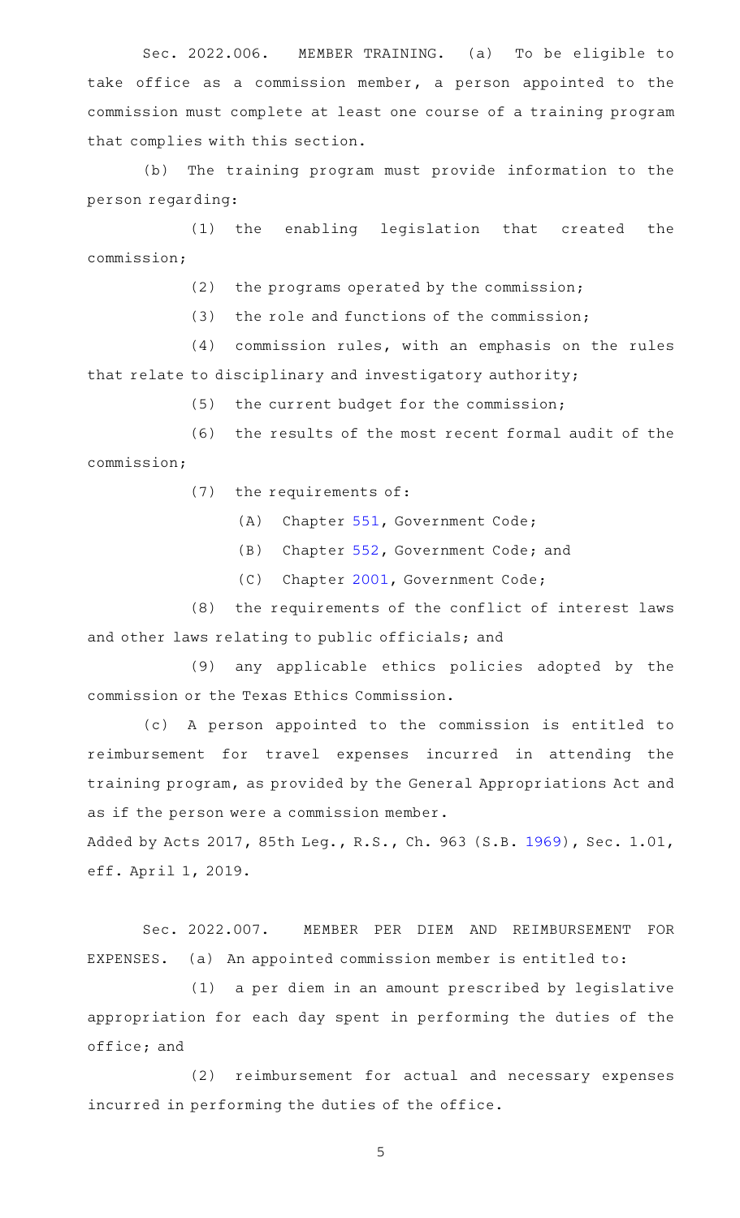Sec. 2022.006. MEMBER TRAINING. (a) To be eligible to take office as a commission member, a person appointed to the commission must complete at least one course of a training program that complies with this section.

(b) The training program must provide information to the person regarding:

(1) the enabling legislation that created the commission;

(2) the programs operated by the commission;

(3) the role and functions of the commission;

(4) commission rules, with an emphasis on the rules that relate to disciplinary and investigatory authority;

(5) the current budget for the commission;

(6) the results of the most recent formal audit of the commission;

(7) the requirements of:

(A) Chapter 551, Government Code;

(B) Chapter 552, Government Code; and

(C) Chapter 2001, Government Code;

(8) the requirements of the conflict of interest laws and other laws relating to public officials; and

(9) any applicable ethics policies adopted by the commission or the Texas Ethics Commission.

(c) A person appointed to the commission is entitled to reimbursement for travel expenses incurred in attending the training program, as provided by the General Appropriations Act and as if the person were a commission member.

Added by Acts 2017, 85th Leg., R.S., Ch. 963 (S.B. 1969), Sec. 1.01, eff. April 1, 2019.

Sec. 2022.007. MEMBER PER DIEM AND REIMBURSEMENT FOR EXPENSES. (a) An appointed commission member is entitled to:

(1) a per diem in an amount prescribed by legislative appropriation for each day spent in performing the duties of the office; and

(2) reimbursement for actual and necessary expenses incurred in performing the duties of the office.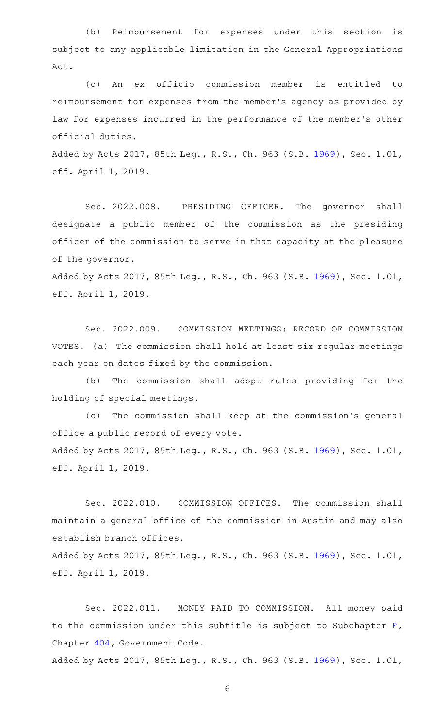(b) Reimbursement for expenses under this section is subject to any applicable limitation in the General Appropriations Act.

(c) An ex officio commission member is entitled to reimbursement for expenses from the member's agency as provided by law for expenses incurred in the performance of the member's other official duties.

Added by Acts 2017, 85th Leg., R.S., Ch. 963 (S.B. 1969), Sec. 1.01, eff. April 1, 2019.

Sec. 2022.008. PRESIDING OFFICER. The governor shall designate a public member of the commission as the presiding officer of the commission to serve in that capacity at the pleasure of the governor.

Added by Acts 2017, 85th Leg., R.S., Ch. 963 (S.B. 1969), Sec. 1.01, eff. April 1, 2019.

Sec. 2022.009. COMMISSION MEETINGS; RECORD OF COMMISSION VOTES. (a) The commission shall hold at least six regular meetings each year on dates fixed by the commission.

(b) The commission shall adopt rules providing for the holding of special meetings.

(c) The commission shall keep at the commission's general office a public record of every vote.

Added by Acts 2017, 85th Leg., R.S., Ch. 963 (S.B. 1969), Sec. 1.01, eff. April 1, 2019.

Sec. 2022.010. COMMISSION OFFICES. The commission shall maintain a general office of the commission in Austin and may also establish branch offices.

Added by Acts 2017, 85th Leg., R.S., Ch. 963 (S.B. 1969), Sec. 1.01, eff. April 1, 2019.

Sec. 2022.011. MONEY PAID TO COMMISSION. All money paid to the commission under this subtitle is subject to Subchapter F, Chapter 404, Government Code.

Added by Acts 2017, 85th Leg., R.S., Ch. 963 (S.B. 1969), Sec. 1.01,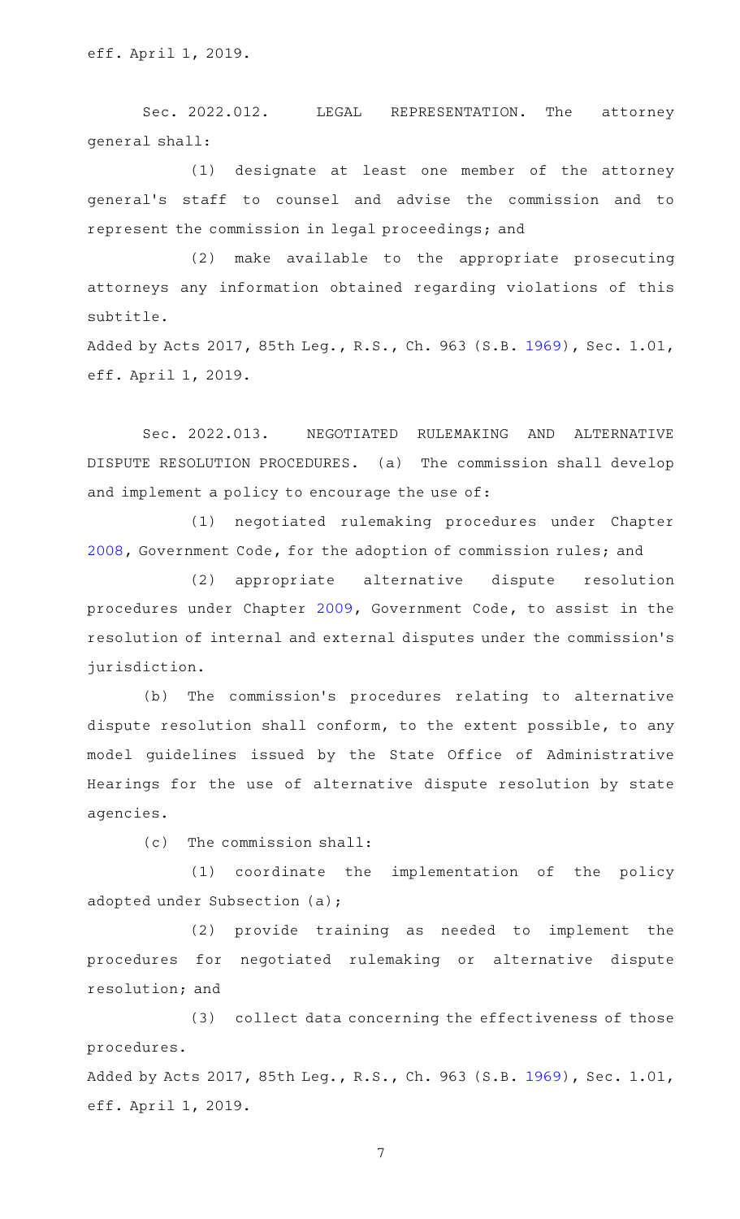eff. April 1, 2019.

Sec. 2022.012. LEGAL REPRESENTATION. The attorney general shall:

(1) designate at least one member of the attorney general's staff to counsel and advise the commission and to represent the commission in legal proceedings; and

(2) make available to the appropriate prosecuting attorneys any information obtained regarding violations of this subtitle.

Added by Acts 2017, 85th Leg., R.S., Ch. 963 (S.B. 1969), Sec. 1.01, eff. April 1, 2019.

Sec. 2022.013. NEGOTIATED RULEMAKING AND ALTERNATIVE DISPUTE RESOLUTION PROCEDURES. (a) The commission shall develop and implement a policy to encourage the use of:

(1) negotiated rulemaking procedures under Chapter 2008, Government Code, for the adoption of commission rules; and

(2) appropriate alternative dispute resolution procedures under Chapter 2009, Government Code, to assist in the resolution of internal and external disputes under the commission's jurisdiction.

(b) The commission's procedures relating to alternative dispute resolution shall conform, to the extent possible, to any model guidelines issued by the State Office of Administrative Hearings for the use of alternative dispute resolution by state agencies.

(c) The commission shall:

(1) coordinate the implementation of the policy adopted under Subsection (a);

(2) provide training as needed to implement the procedures for negotiated rulemaking or alternative dispute resolution; and

(3) collect data concerning the effectiveness of those procedures.

Added by Acts 2017, 85th Leg., R.S., Ch. 963 (S.B. 1969), Sec. 1.01, eff. April 1, 2019.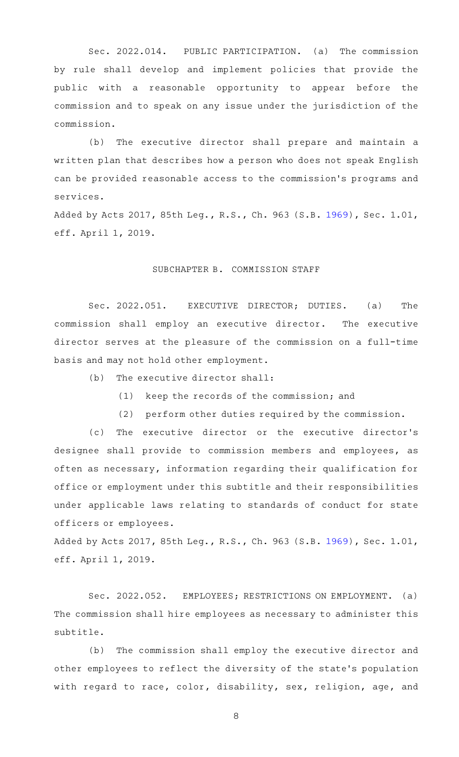Sec. 2022.014. PUBLIC PARTICIPATION. (a) The commission by rule shall develop and implement policies that provide the public with a reasonable opportunity to appear before the commission and to speak on any issue under the jurisdiction of the commission.

(b) The executive director shall prepare and maintain a written plan that describes how a person who does not speak English can be provided reasonable access to the commission's programs and services.

Added by Acts 2017, 85th Leg., R.S., Ch. 963 (S.B. 1969), Sec. 1.01, eff. April 1, 2019.

SUBCHAPTER B. COMMISSION STAFF

Sec. 2022.051. EXECUTIVE DIRECTOR; DUTIES. (a) The commission shall employ an executive director. The executive director serves at the pleasure of the commission on a full-time basis and may not hold other employment.

(b) The executive director shall:

(1) keep the records of the commission; and

(2) perform other duties required by the commission.

(c) The executive director or the executive director's designee shall provide to commission members and employees, as often as necessary, information regarding their qualification for office or employment under this subtitle and their responsibilities under applicable laws relating to standards of conduct for state officers or employees.

Added by Acts 2017, 85th Leg., R.S., Ch. 963 (S.B. 1969), Sec. 1.01, eff. April 1, 2019.

Sec. 2022.052. EMPLOYEES; RESTRICTIONS ON EMPLOYMENT. (a) The commission shall hire employees as necessary to administer this subtitle.

(b) The commission shall employ the executive director and other employees to reflect the diversity of the state's population with regard to race, color, disability, sex, religion, age, and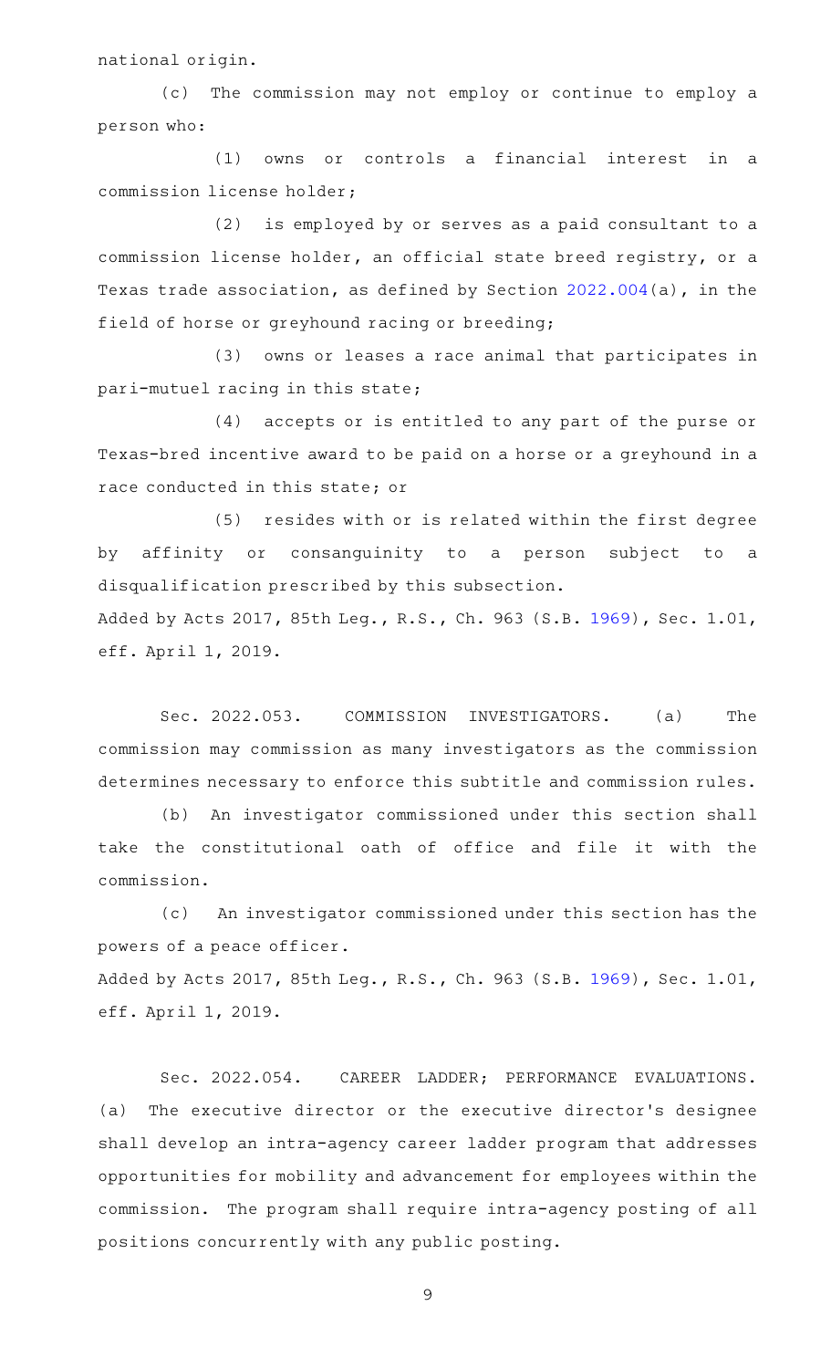national origin.

(c) The commission may not employ or continue to employ a person who:

(1) owns or controls a financial interest in a commission license holder;

(2) is employed by or serves as a paid consultant to a commission license holder, an official state breed registry, or a Texas trade association, as defined by Section 2022.004(a), in the field of horse or greyhound racing or breeding;

(3) owns or leases a race animal that participates in pari-mutuel racing in this state;

(4) accepts or is entitled to any part of the purse or Texas-bred incentive award to be paid on a horse or a greyhound in a race conducted in this state; or

(5) resides with or is related within the first degree by affinity or consanguinity to a person subject to a disqualification prescribed by this subsection.

Added by Acts 2017, 85th Leg., R.S., Ch. 963 (S.B. 1969), Sec. 1.01, eff. April 1, 2019.

Sec. 2022.053. COMMISSION INVESTIGATORS. (a) The commission may commission as many investigators as the commission determines necessary to enforce this subtitle and commission rules.

(b) An investigator commissioned under this section shall take the constitutional oath of office and file it with the commission.

(c) An investigator commissioned under this section has the powers of a peace officer.

Added by Acts 2017, 85th Leg., R.S., Ch. 963 (S.B. 1969), Sec. 1.01, eff. April 1, 2019.

Sec. 2022.054. CAREER LADDER; PERFORMANCE EVALUATIONS. (a) The executive director or the executive director's designee shall develop an intra-agency career ladder program that addresses opportunities for mobility and advancement for employees within the commission. The program shall require intra-agency posting of all positions concurrently with any public posting.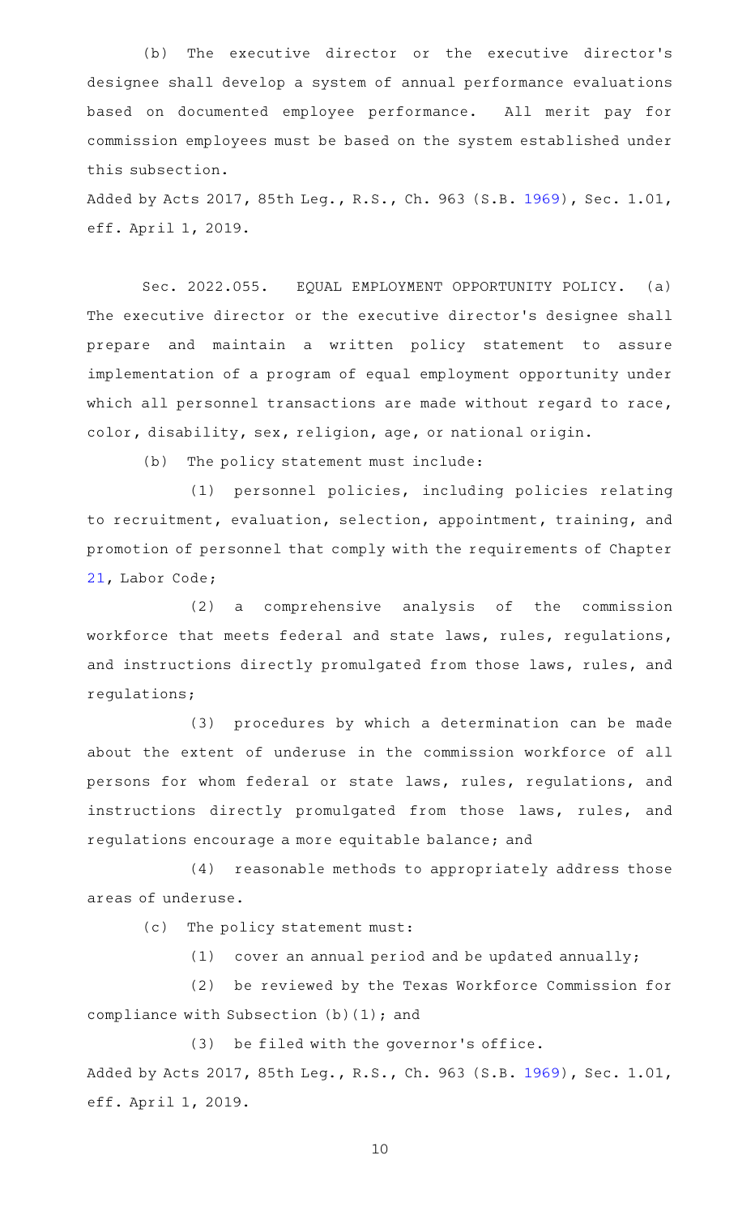(b) The executive director or the executive director's designee shall develop a system of annual performance evaluations based on documented employee performance. All merit pay for commission employees must be based on the system established under this subsection.

Added by Acts 2017, 85th Leg., R.S., Ch. 963 (S.B. 1969), Sec. 1.01, eff. April 1, 2019.

Sec. 2022.055. EQUAL EMPLOYMENT OPPORTUNITY POLICY. (a) The executive director or the executive director's designee shall prepare and maintain a written policy statement to assure implementation of a program of equal employment opportunity under which all personnel transactions are made without regard to race, color, disability, sex, religion, age, or national origin.

(b) The policy statement must include:

(1) personnel policies, including policies relating to recruitment, evaluation, selection, appointment, training, and promotion of personnel that comply with the requirements of Chapter 21, Labor Code;

(2) a comprehensive analysis of the commission workforce that meets federal and state laws, rules, regulations, and instructions directly promulgated from those laws, rules, and regulations;

(3) procedures by which a determination can be made about the extent of underuse in the commission workforce of all persons for whom federal or state laws, rules, regulations, and instructions directly promulgated from those laws, rules, and regulations encourage a more equitable balance; and

(4) reasonable methods to appropriately address those areas of underuse.

(c) The policy statement must:

(1) cover an annual period and be updated annually;

(2) be reviewed by the Texas Workforce Commission for compliance with Subsection (b)(1); and

(3) be filed with the governor's office.

Added by Acts 2017, 85th Leg., R.S., Ch. 963 (S.B. 1969), Sec. 1.01, eff. April 1, 2019.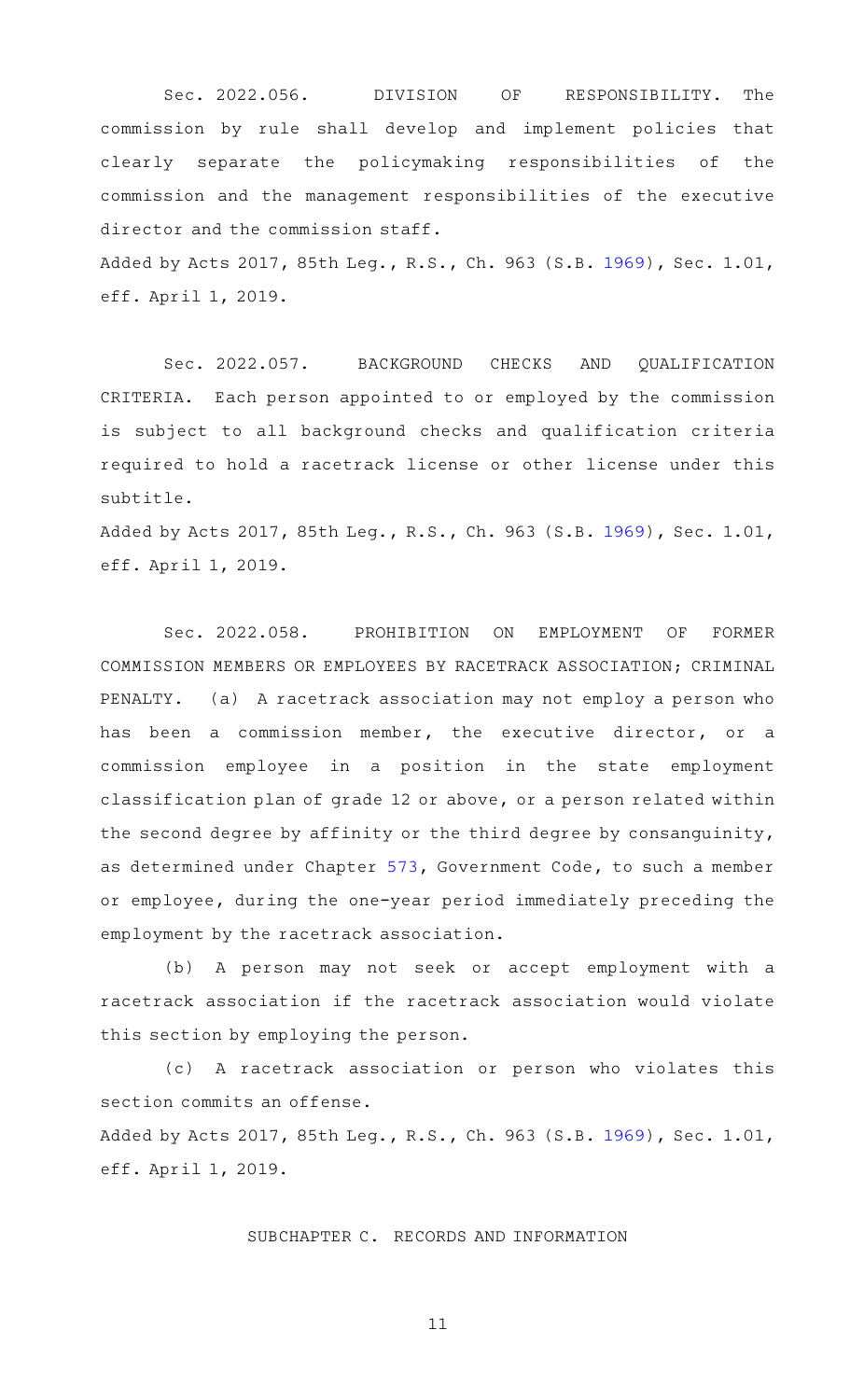Sec. 2022.056. DIVISION OF RESPONSIBILITY. The commission by rule shall develop and implement policies that clearly separate the policymaking responsibilities of the commission and the management responsibilities of the executive director and the commission staff.

Added by Acts 2017, 85th Leg., R.S., Ch. 963 (S.B. 1969), Sec. 1.01, eff. April 1, 2019.

Sec. 2022.057. BACKGROUND CHECKS AND QUALIFICATION CRITERIA. Each person appointed to or employed by the commission is subject to all background checks and qualification criteria required to hold a racetrack license or other license under this subtitle.

Added by Acts 2017, 85th Leg., R.S., Ch. 963 (S.B. 1969), Sec. 1.01, eff. April 1, 2019.

Sec. 2022.058. PROHIBITION ON EMPLOYMENT OF FORMER COMMISSION MEMBERS OR EMPLOYEES BY RACETRACK ASSOCIATION; CRIMINAL PENALTY. (a) A racetrack association may not employ a person who has been a commission member, the executive director, or a commission employee in a position in the state employment classification plan of grade 12 or above, or a person related within the second degree by affinity or the third degree by consanguinity, as determined under Chapter 573, Government Code, to such a member or employee, during the one-year period immediately preceding the employment by the racetrack association.

(b) A person may not seek or accept employment with a racetrack association if the racetrack association would violate this section by employing the person.

(c) A racetrack association or person who violates this section commits an offense.

Added by Acts 2017, 85th Leg., R.S., Ch. 963 (S.B. 1969), Sec. 1.01, eff. April 1, 2019.

SUBCHAPTER C. RECORDS AND INFORMATION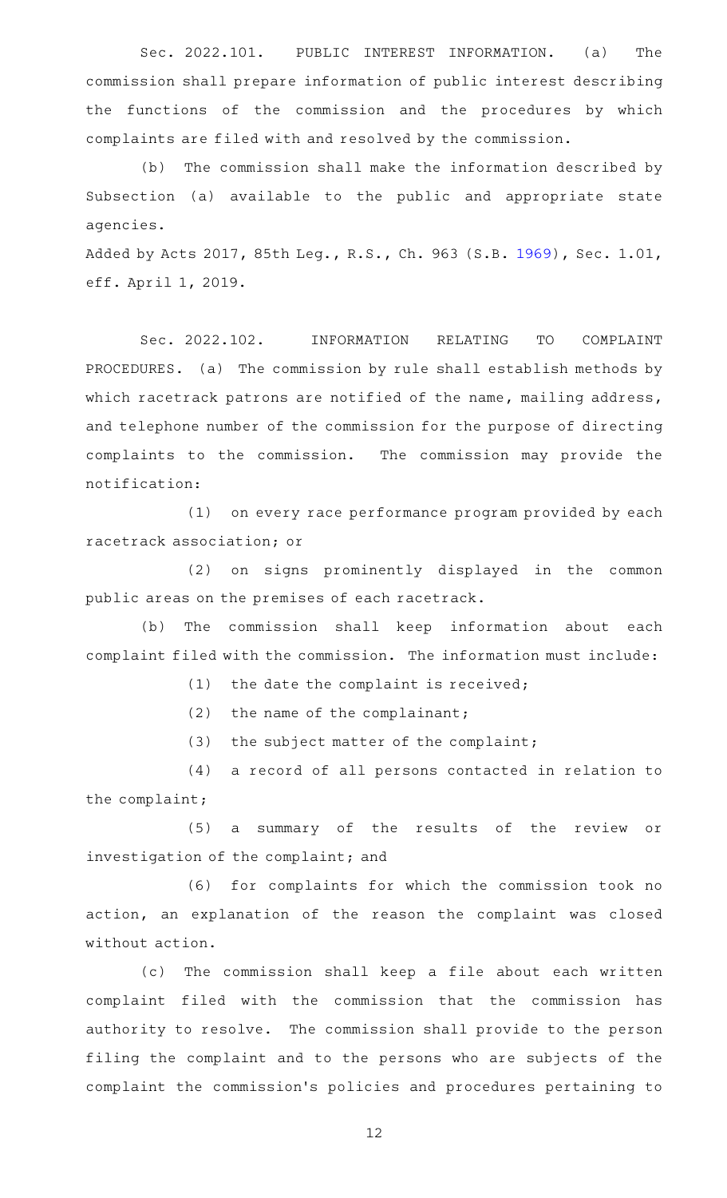Sec. 2022.101. PUBLIC INTEREST INFORMATION. (a) The commission shall prepare information of public interest describing the functions of the commission and the procedures by which complaints are filed with and resolved by the commission.

(b) The commission shall make the information described by Subsection (a) available to the public and appropriate state agencies.

Added by Acts 2017, 85th Leg., R.S., Ch. 963 (S.B. 1969), Sec. 1.01, eff. April 1, 2019.

Sec. 2022.102. INFORMATION RELATING TO COMPLAINT PROCEDURES. (a) The commission by rule shall establish methods by which racetrack patrons are notified of the name, mailing address, and telephone number of the commission for the purpose of directing complaints to the commission. The commission may provide the notification:

(1) on every race performance program provided by each racetrack association; or

(2) on signs prominently displayed in the common public areas on the premises of each racetrack.

(b) The commission shall keep information about each complaint filed with the commission. The information must include:

(1) the date the complaint is received;

(2) the name of the complainant;

(3) the subject matter of the complaint;

(4) a record of all persons contacted in relation to the complaint;

(5) a summary of the results of the review or investigation of the complaint; and

(6) for complaints for which the commission took no action, an explanation of the reason the complaint was closed without action.

(c) The commission shall keep a file about each written complaint filed with the commission that the commission has authority to resolve. The commission shall provide to the person filing the complaint and to the persons who are subjects of the complaint the commission's policies and procedures pertaining to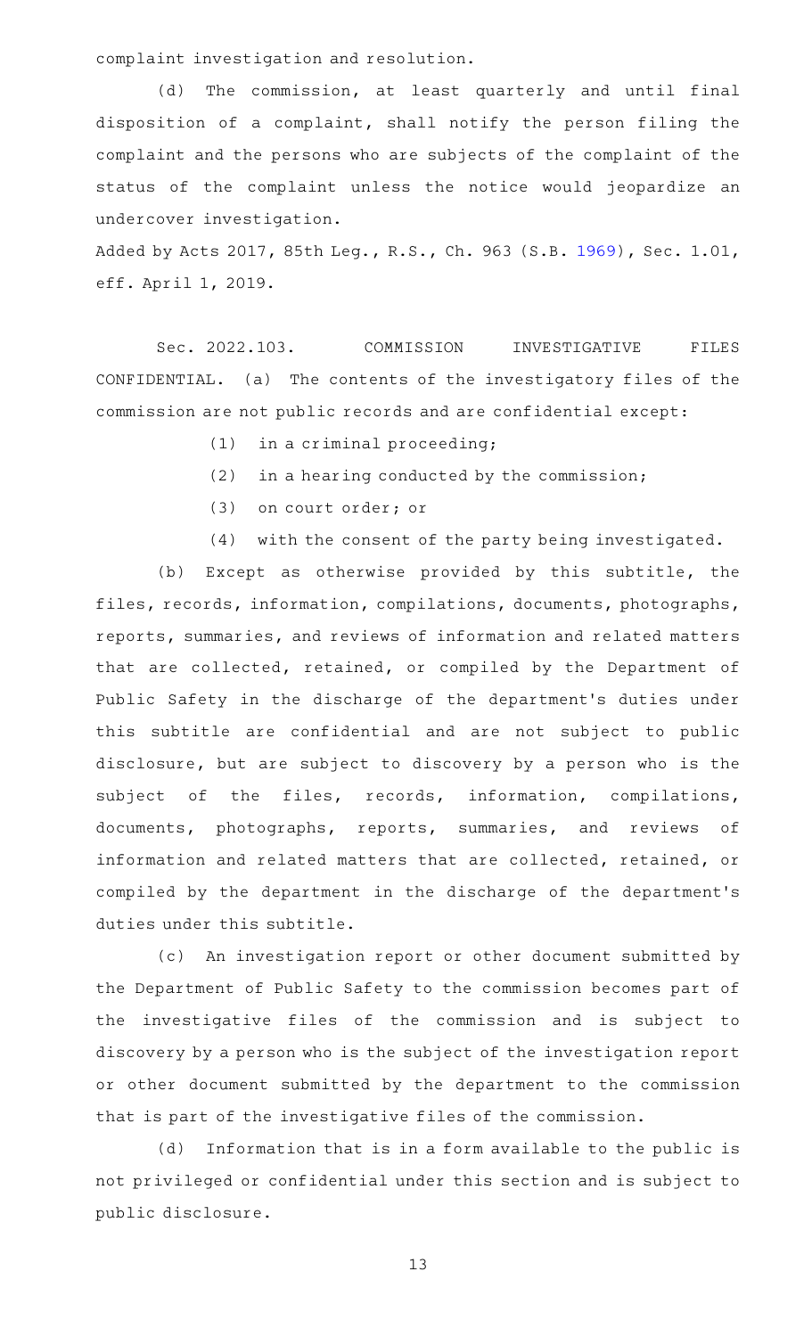complaint investigation and resolution.

(d) The commission, at least quarterly and until final disposition of a complaint, shall notify the person filing the complaint and the persons who are subjects of the complaint of the status of the complaint unless the notice would jeopardize an undercover investigation.

Added by Acts 2017, 85th Leg., R.S., Ch. 963 (S.B. 1969), Sec. 1.01, eff. April 1, 2019.

Sec. 2022.103. COMMISSION INVESTIGATIVE FILES CONFIDENTIAL. (a) The contents of the investigatory files of the commission are not public records and are confidential except:

(1) in a criminal proceeding;

(2) in a hearing conducted by the commission;

(3) on court order; or

(4) with the consent of the party being investigated.

(b) Except as otherwise provided by this subtitle, the files, records, information, compilations, documents, photographs, reports, summaries, and reviews of information and related matters that are collected, retained, or compiled by the Department of Public Safety in the discharge of the department's duties under this subtitle are confidential and are not subject to public disclosure, but are subject to discovery by a person who is the subject of the files, records, information, compilations, documents, photographs, reports, summaries, and reviews of information and related matters that are collected, retained, or compiled by the department in the discharge of the department's duties under this subtitle.

(c) An investigation report or other document submitted by the Department of Public Safety to the commission becomes part of the investigative files of the commission and is subject to discovery by a person who is the subject of the investigation report or other document submitted by the department to the commission that is part of the investigative files of the commission.

(d) Information that is in a form available to the public is not privileged or confidential under this section and is subject to public disclosure.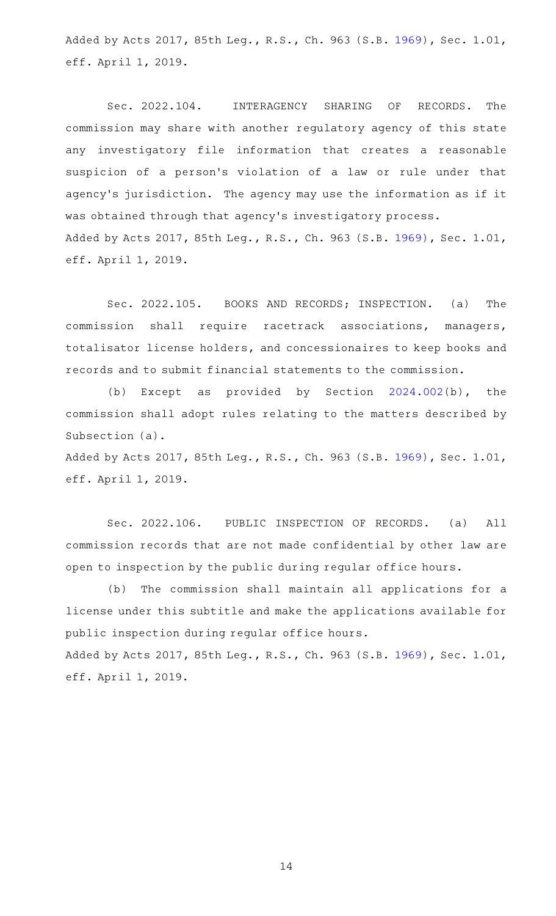Added by Acts 2017, 85th Leg., R.S., Ch. 963 (S.B. 1969), Sec. 1.01, eff. April 1, 2019.

Sec. 2022.104. INTERAGENCY SHARING OF RECORDS. The commission may share with another regulatory agency of this state any investigatory file information that creates a reasonable suspicion of a person's violation of a law or rule under that agency's jurisdiction. The agency may use the information as if it was obtained through that agency's investigatory process.

Added by Acts 2017, 85th Leg., R.S., Ch. 963 (S.B. 1969), Sec. 1.01, eff. April 1, 2019.

Sec. 2022.105. BOOKS AND RECORDS; INSPECTION. (a) The commission shall require racetrack associations, managers, totalisator license holders, and concessionaires to keep books and records and to submit financial statements to the commission.

(b) Except as provided by Section 2024.002(b), the commission shall adopt rules relating to the matters described by Subsection (a).

Added by Acts 2017, 85th Leg., R.S., Ch. 963 (S.B. 1969), Sec. 1.01, eff. April 1, 2019.

Sec. 2022.106. PUBLIC INSPECTION OF RECORDS. (a) All commission records that are not made confidential by other law are open to inspection by the public during regular office hours.

(b) The commission shall maintain all applications for a license under this subtitle and make the applications available for public inspection during regular office hours.

Added by Acts 2017, 85th Leg., R.S., Ch. 963 (S.B. 1969), Sec. 1.01, eff. April 1, 2019.